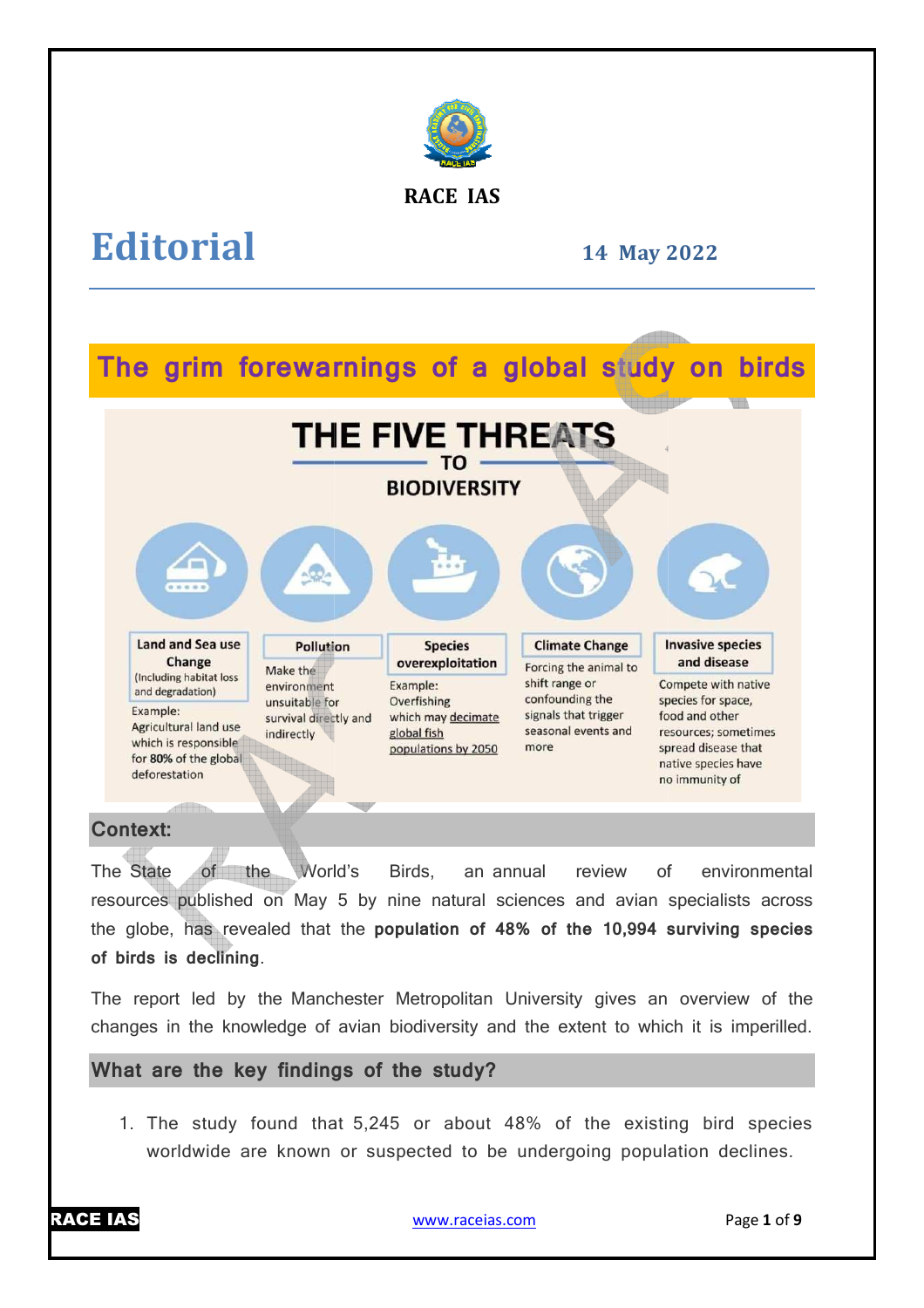RACE IAS

# Editorial

14 May 2022

## The grim forewarnings of a global study on birds

**THE FIVE THREATS TO BIODIVERSITY**

| Land and Sea use Change (Including habitat loss and degradation) | Pollution | Species overexploitation | Climate Change | Invasive species and disease |
|---|---|---|---|---|
| Example: Agricultural land use which is responsible for 80% of the global deforestation | Make the environment unsuitable for survival directly and indirectly | Example: Overfishing which may decimate global fish populations by 2050 | Forcing the animal to shift range or confounding the signals that trigger seasonal events and more | Compete with native species for space, food and other resources; sometimes spread disease that native species have no immunity of |

### Context:

The State of the World's Birds, an annual review of environmental resources published on May 5 by nine natural sciences and avian specialists across the globe, has revealed that the **population of 48% of the 10,994 surviving species of birds is declining**.

The report led by the Manchester Metropolitan University gives an overview of the changes in the knowledge of avian biodiversity and the extent to which it is imperilled.

### What are the key findings of the study?

1. The study found that 5,245 or about 48% of the existing bird species worldwide are known or suspected to be undergoing population declines.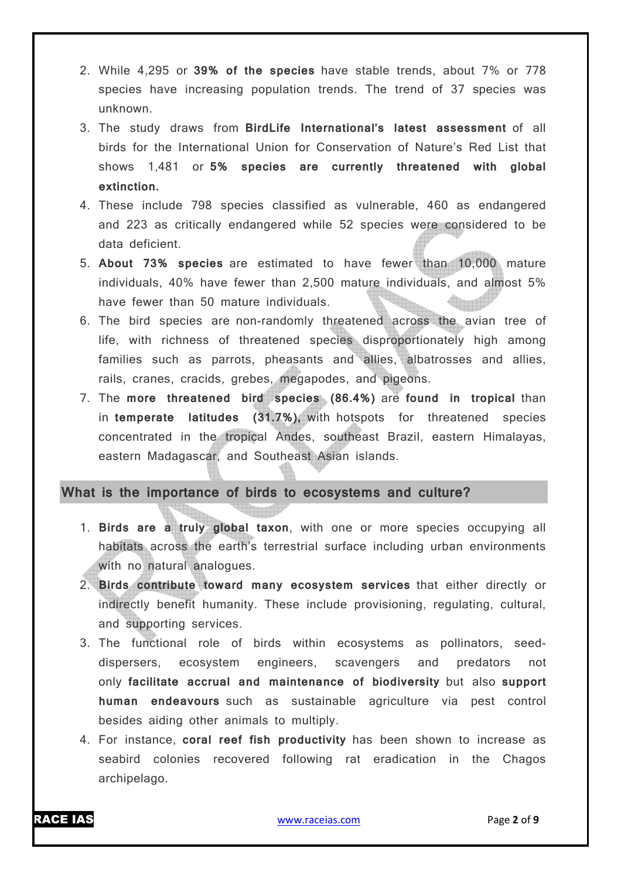2. While 4,295 or **39% of the species** have stable trends, about 7% or 778 species have increasing population trends. The trend of 37 species was unknown.
3. The study draws from **BirdLife International's latest assessment** of all birds for the International Union for Conservation of Nature's Red List that shows 1,481 or **5% species are currently threatened with global extinction.**
4. These include 798 species classified as vulnerable, 460 as endangered and 223 as critically endangered while 52 species were considered to be data deficient.
5. **About 73% species** are estimated to have fewer than 10,000 mature individuals, 40% have fewer than 2,500 mature individuals, and almost 5% have fewer than 50 mature individuals.
6. The bird species are non-randomly threatened across the avian tree of life, with richness of threatened species disproportionately high among families such as parrots, pheasants and allies, albatrosses and allies, rails, cranes, cracids, grebes, megapodes, and pigeons.
7. The **more threatened bird species (86.4%)** are **found in tropical** than in **temperate latitudes (31.7%),** with hotspots for threatened species concentrated in the tropical Andes, southeast Brazil, eastern Himalayas, eastern Madagascar, and Southeast Asian islands.

## What is the importance of birds to ecosystems and culture?

1. **Birds are a truly global taxon**, with one or more species occupying all habitats across the earth's terrestrial surface including urban environments with no natural analogues.
2. **Birds contribute toward many ecosystem services** that either directly or indirectly benefit humanity. These include provisioning, regulating, cultural, and supporting services.
3. The functional role of birds within ecosystems as pollinators, seed-dispersers, ecosystem engineers, scavengers and predators not only **facilitate accrual and maintenance of biodiversity** but also **support human endeavours** such as sustainable agriculture via pest control besides aiding other animals to multiply.
4. For instance, **coral reef fish productivity** has been shown to increase as seabird colonies recovered following rat eradication in the Chagos archipelago.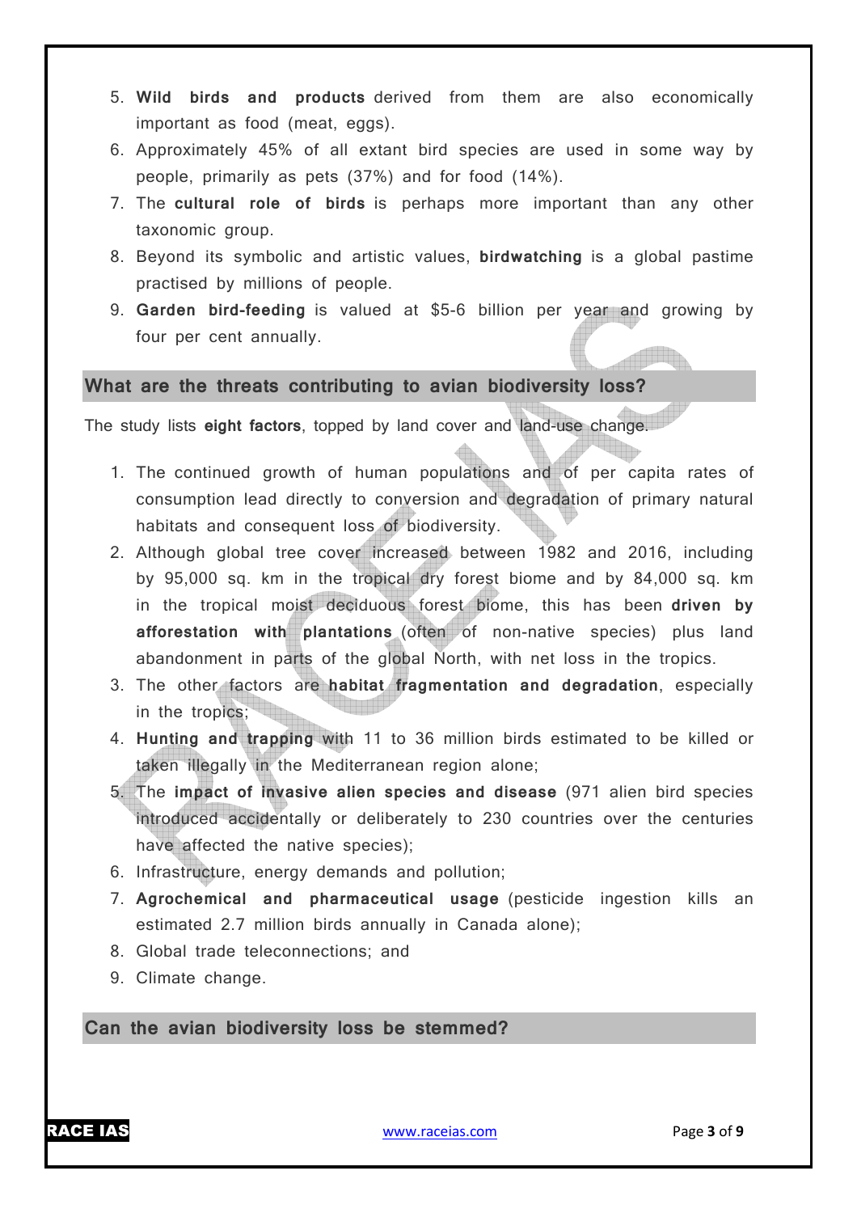5. **Wild birds and products** derived from them are also economically important as food (meat, eggs).
6. Approximately 45% of all extant bird species are used in some way by people, primarily as pets (37%) and for food (14%).
7. The **cultural role of birds** is perhaps more important than any other taxonomic group.
8. Beyond its symbolic and artistic values, **birdwatching** is a global pastime practised by millions of people.
9. **Garden bird-feeding** is valued at $5-6 billion per year and growing by four per cent annually.

## What are the threats contributing to avian biodiversity loss?

The study lists **eight factors**, topped by land cover and land-use change.

1. The continued growth of human populations and of per capita rates of consumption lead directly to conversion and degradation of primary natural habitats and consequent loss of biodiversity.
2. Although global tree cover increased between 1982 and 2016, including by 95,000 sq. km in the tropical dry forest biome and by 84,000 sq. km in the tropical moist deciduous forest biome, this has been **driven by afforestation with plantations** (often of non-native species) plus land abandonment in parts of the global North, with net loss in the tropics.
3. The other factors are **habitat fragmentation and degradation**, especially in the tropics;
4. **Hunting and trapping** with 11 to 36 million birds estimated to be killed or taken illegally in the Mediterranean region alone;
5. The **impact of invasive alien species and disease** (971 alien bird species introduced accidentally or deliberately to 230 countries over the centuries have affected the native species);
6. Infrastructure, energy demands and pollution;
7. **Agrochemical and pharmaceutical usage** (pesticide ingestion kills an estimated 2.7 million birds annually in Canada alone);
8. Global trade teleconnections; and
9. Climate change.

## Can the avian biodiversity loss be stemmed?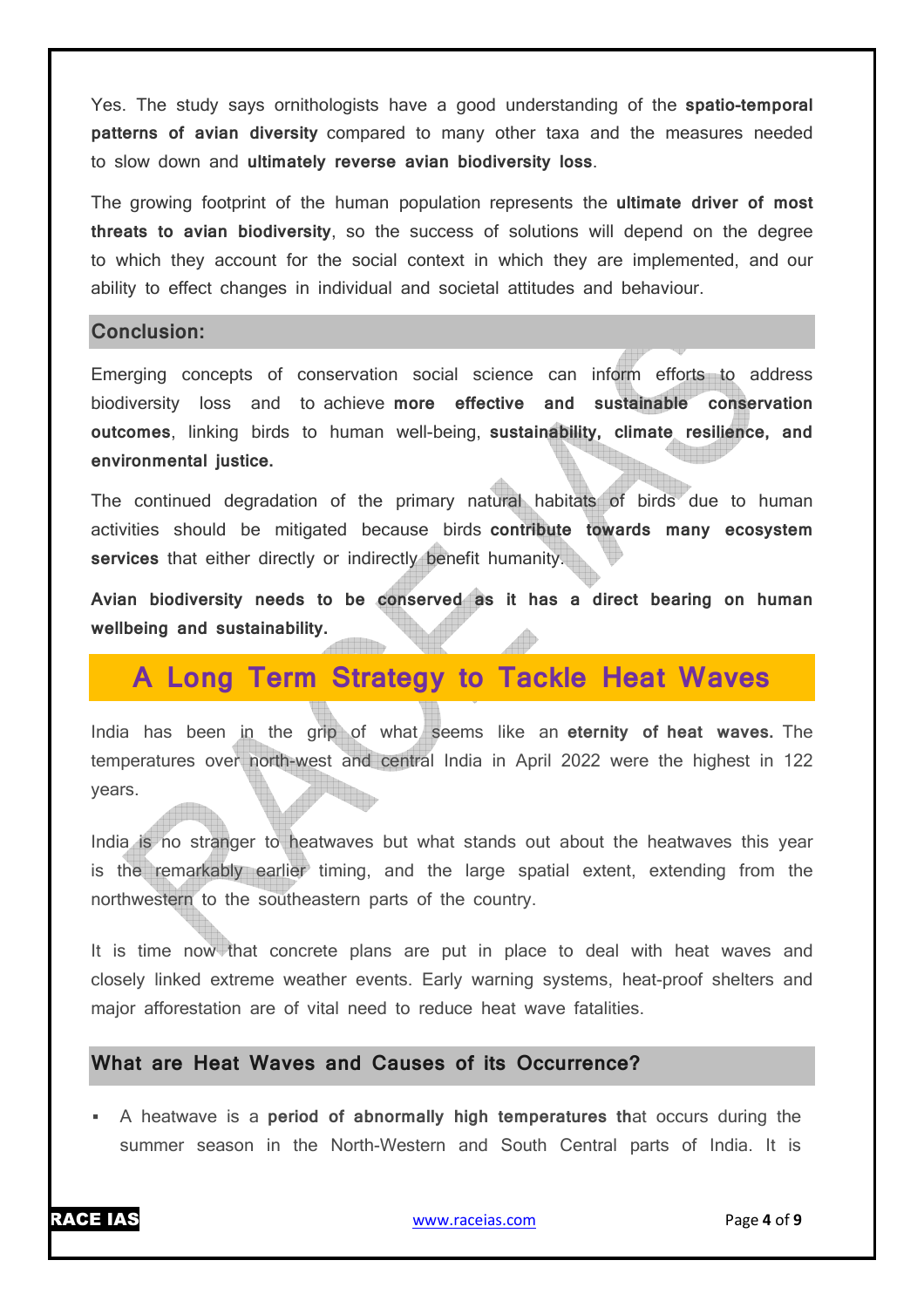Yes. The study says ornithologists have a good understanding of the **spatio-temporal patterns of avian diversity** compared to many other taxa and the measures needed to slow down and **ultimately reverse avian biodiversity loss**.

The growing footprint of the human population represents the **ultimate driver of most threats to avian biodiversity**, so the success of solutions will depend on the degree to which they account for the social context in which they are implemented, and our ability to effect changes in individual and societal attitudes and behaviour.

### Conclusion:

Emerging concepts of conservation social science can inform efforts to address biodiversity loss and to achieve **more effective and sustainable conservation outcomes**, linking birds to human well-being, **sustainability, climate resilience, and environmental justice.**

The continued degradation of the primary natural habitats of birds due to human activities should be mitigated because birds **contribute towards many ecosystem services** that either directly or indirectly benefit humanity.

**Avian biodiversity needs to be conserved as it has a direct bearing on human wellbeing and sustainability.**

## A Long Term Strategy to Tackle Heat Waves

India has been in the grip of what seems like an **eternity of heat waves.** The temperatures over north-west and central India in April 2022 were the highest in 122 years.

India is no stranger to heatwaves but what stands out about the heatwaves this year is the remarkably earlier timing, and the large spatial extent, extending from the northwestern to the southeastern parts of the country.

It is time now that concrete plans are put in place to deal with heat waves and closely linked extreme weather events. Early warning systems, heat-proof shelters and major afforestation are of vital need to reduce heat wave fatalities.

### What are Heat Waves and Causes of its Occurrence?

- A heatwave is a **period of abnormally high temperatures th**at occurs during the summer season in the North-Western and South Central parts of India. It is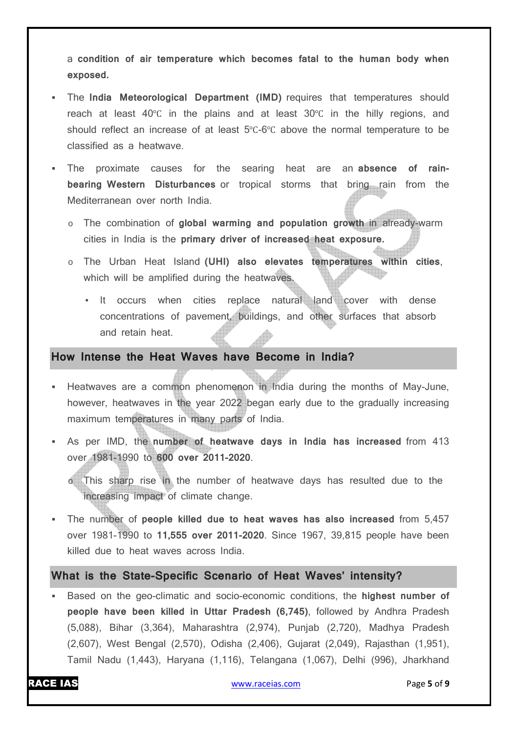a **condition of air temperature which becomes fatal to the human body when exposed.**

- The **India Meteorological Department (IMD)** requires that temperatures should reach at least 40℃ in the plains and at least 30℃ in the hilly regions, and should reflect an increase of at least 5℃-6℃ above the normal temperature to be classified as a heatwave.
- The proximate causes for the searing heat are an **absence of rain-bearing Western Disturbances** or tropical storms that bring rain from the Mediterranean over north India.
    - The combination of **global warming and population growth** in already-warm cities in India is the **primary driver of increased heat exposure.**
    - The Urban Heat Island **(UHI) also elevates temperatures within cities**, which will be amplified during the heatwaves.
        - It occurs when cities replace natural land cover with dense concentrations of pavement, buildings, and other surfaces that absorb and retain heat.

## How Intense the Heat Waves have Become in India?

- Heatwaves are a common phenomenon in India during the months of May-June, however, heatwaves in the year 2022 began early due to the gradually increasing maximum temperatures in many parts of India.
- As per IMD, the **number of heatwave days in India has increased** from 413 over 1981-1990 to **600 over 2011-2020**.
    - This sharp rise in the number of heatwave days has resulted due to the increasing impact of climate change.
- The number of **people killed due to heat waves has also increased** from 5,457 over 1981-1990 to **11,555 over 2011-2020**. Since 1967, 39,815 people have been killed due to heat waves across India.

## What is the State-Specific Scenario of Heat Waves' intensity?

- Based on the geo-climatic and socio-economic conditions, the **highest number of people have been killed in Uttar Pradesh (6,745)**, followed by Andhra Pradesh (5,088), Bihar (3,364), Maharashtra (2,974), Punjab (2,720), Madhya Pradesh (2,607), West Bengal (2,570), Odisha (2,406), Gujarat (2,049), Rajasthan (1,951), Tamil Nadu (1,443), Haryana (1,116), Telangana (1,067), Delhi (996), Jharkhand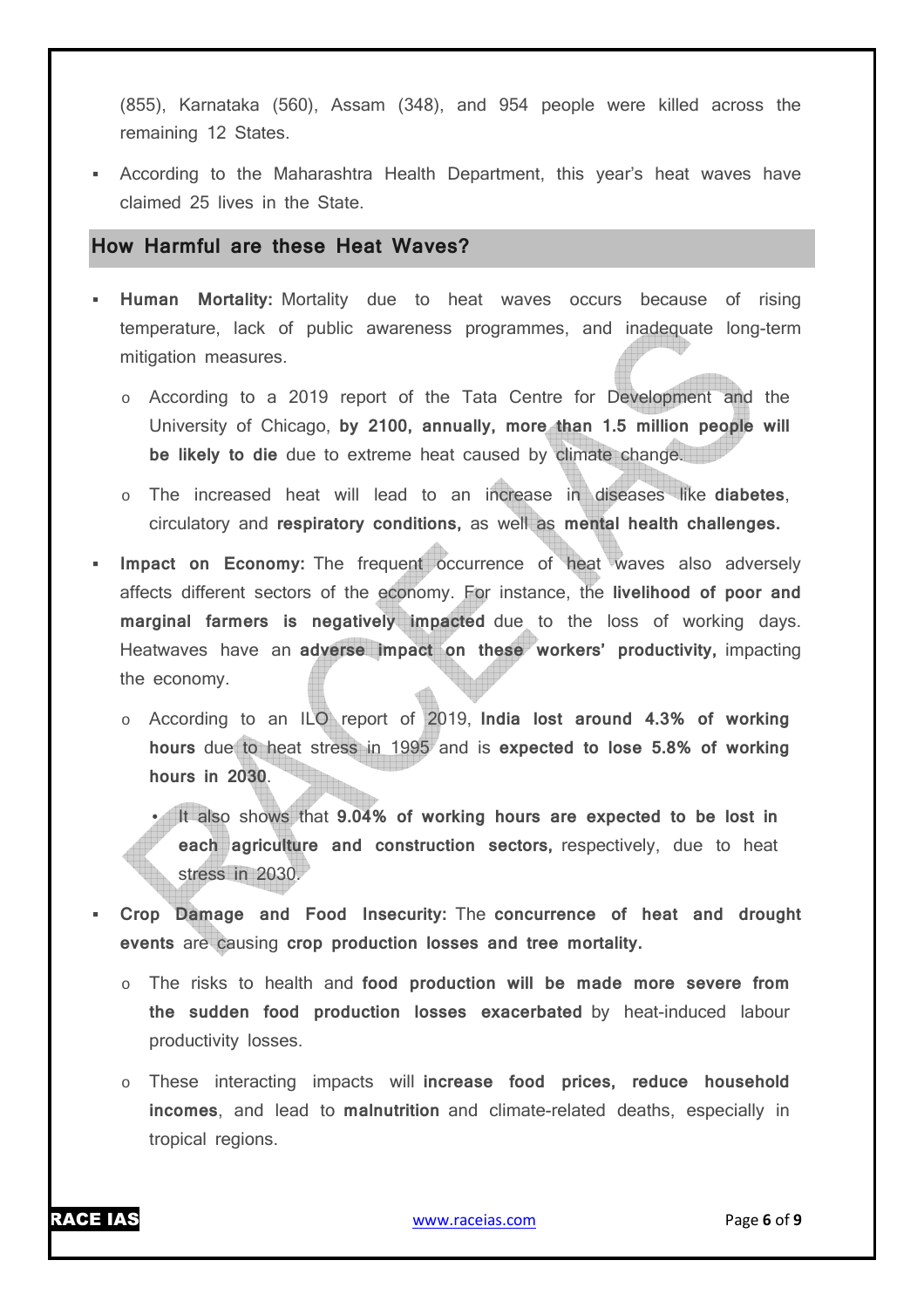(855), Karnataka (560), Assam (348), and 954 people were killed across the remaining 12 States.

- According to the Maharashtra Health Department, this year's heat waves have claimed 25 lives in the State.

## How Harmful are these Heat Waves?

- **Human Mortality:** Mortality due to heat waves occurs because of rising temperature, lack of public awareness programmes, and inadequate long-term mitigation measures.
  - According to a 2019 report of the Tata Centre for Development and the University of Chicago, **by 2100, annually, more than 1.5 million people will be likely to die** due to extreme heat caused by climate change.
  - The increased heat will lead to an increase in diseases like **diabetes**, circulatory and **respiratory conditions,** as well as **mental health challenges.**
- **Impact on Economy:** The frequent occurrence of heat waves also adversely affects different sectors of the economy. For instance, the **livelihood of poor and marginal farmers is negatively impacted** due to the loss of working days. Heatwaves have an **adverse impact on these workers' productivity,** impacting the economy.
  - According to an ILO report of 2019, **India lost around 4.3% of working hours** due to heat stress in 1995 and is **expected to lose 5.8% of working hours in 2030**.
    - It also shows that **9.04% of working hours are expected to be lost in each agriculture and construction sectors,** respectively, due to heat stress in 2030.
- **Crop Damage and Food Insecurity:** The **concurrence of heat and drought events** are causing **crop production losses and tree mortality.**
  - The risks to health and **food production will be made more severe from the sudden food production losses exacerbated** by heat-induced labour productivity losses.
  - These interacting impacts will **increase food prices, reduce household incomes**, and lead to **malnutrition** and climate-related deaths, especially in tropical regions.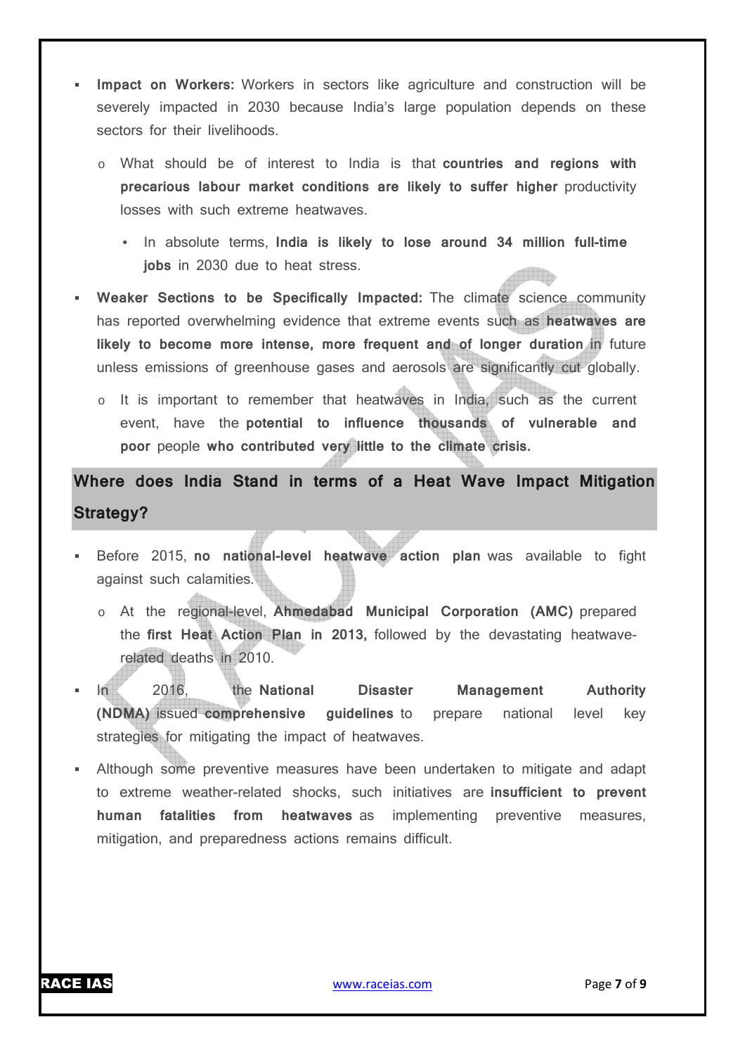- **Impact on Workers:** Workers in sectors like agriculture and construction will be severely impacted in 2030 because India's large population depends on these sectors for their livelihoods.
  - What should be of interest to India is that **countries and regions with precarious labour market conditions are likely to suffer higher** productivity losses with such extreme heatwaves.
    - In absolute terms, **India is likely to lose around 34 million full-time jobs** in 2030 due to heat stress.
- **Weaker Sections to be Specifically Impacted:** The climate science community has reported overwhelming evidence that extreme events such as **heatwaves are likely to become more intense, more frequent and of longer duration** in future unless emissions of greenhouse gases and aerosols are significantly cut globally.
  - It is important to remember that heatwaves in India, such as the current event, have the **potential to influence thousands of vulnerable and poor** people **who contributed very little to the climate crisis.**

## Where does India Stand in terms of a Heat Wave Impact Mitigation Strategy?

- Before 2015, **no national-level heatwave action plan** was available to fight against such calamities.
  - At the regional-level, **Ahmedabad Municipal Corporation (AMC)** prepared the **first Heat Action Plan in 2013,** followed by the devastating heatwave-related deaths in 2010.
- In 2016, the **National Disaster Management Authority (NDMA)** issued **comprehensive guidelines** to prepare national level key strategies for mitigating the impact of heatwaves.
- Although some preventive measures have been undertaken to mitigate and adapt to extreme weather-related shocks, such initiatives are **insufficient to prevent human fatalities from heatwaves** as implementing preventive measures, mitigation, and preparedness actions remains difficult.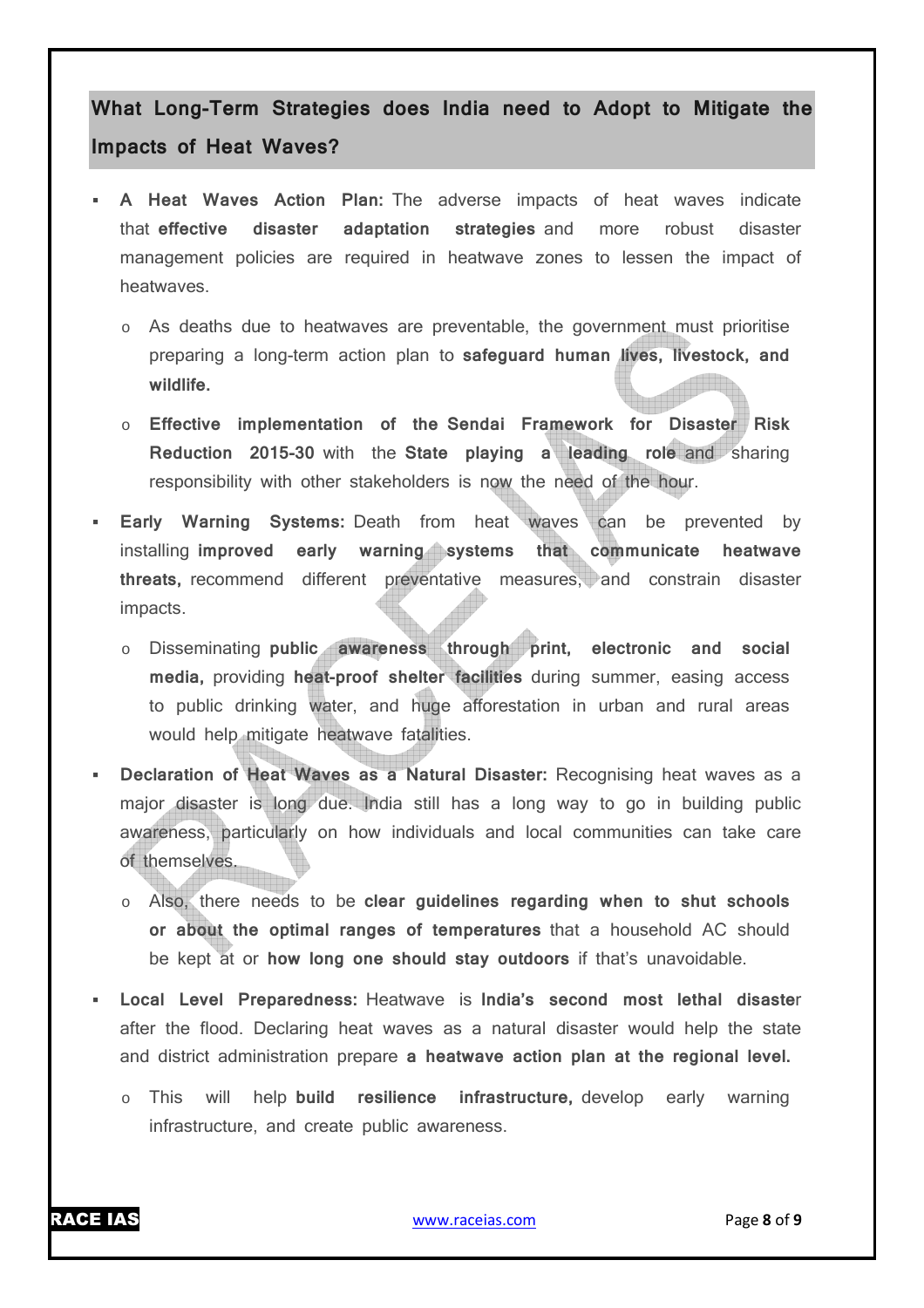## What Long-Term Strategies does India need to Adopt to Mitigate the Impacts of Heat Waves?

- **A Heat Waves Action Plan:** The adverse impacts of heat waves indicate that **effective disaster adaptation strategies** and more robust disaster management policies are required in heatwave zones to lessen the impact of heatwaves.
  - As deaths due to heatwaves are preventable, the government must prioritise preparing a long-term action plan to **safeguard human lives, livestock, and wildlife.**
  - **Effective implementation of the Sendai Framework for Disaster Risk Reduction 2015-30** with the **State playing a leading role** and sharing responsibility with other stakeholders is now the need of the hour.
- **Early Warning Systems:** Death from heat waves can be prevented by installing **improved early warning systems that communicate heatwave threats,** recommend different preventative measures, and constrain disaster impacts.
  - Disseminating **public awareness through print, electronic and social media,** providing **heat-proof shelter facilities** during summer, easing access to public drinking water, and huge afforestation in urban and rural areas would help mitigate heatwave fatalities.
- **Declaration of Heat Waves as a Natural Disaster:** Recognising heat waves as a major disaster is long due. India still has a long way to go in building public awareness, particularly on how individuals and local communities can take care of themselves.
  - Also, there needs to be **clear guidelines regarding when to shut schools or about the optimal ranges of temperatures** that a household AC should be kept at or **how long one should stay outdoors** if that's unavoidable.
- **Local Level Preparedness:** Heatwave is **India's second most lethal disaste**r after the flood. Declaring heat waves as a natural disaster would help the state and district administration prepare **a heatwave action plan at the regional level.**
  - This will help **build resilience infrastructure,** develop early warning infrastructure, and create public awareness.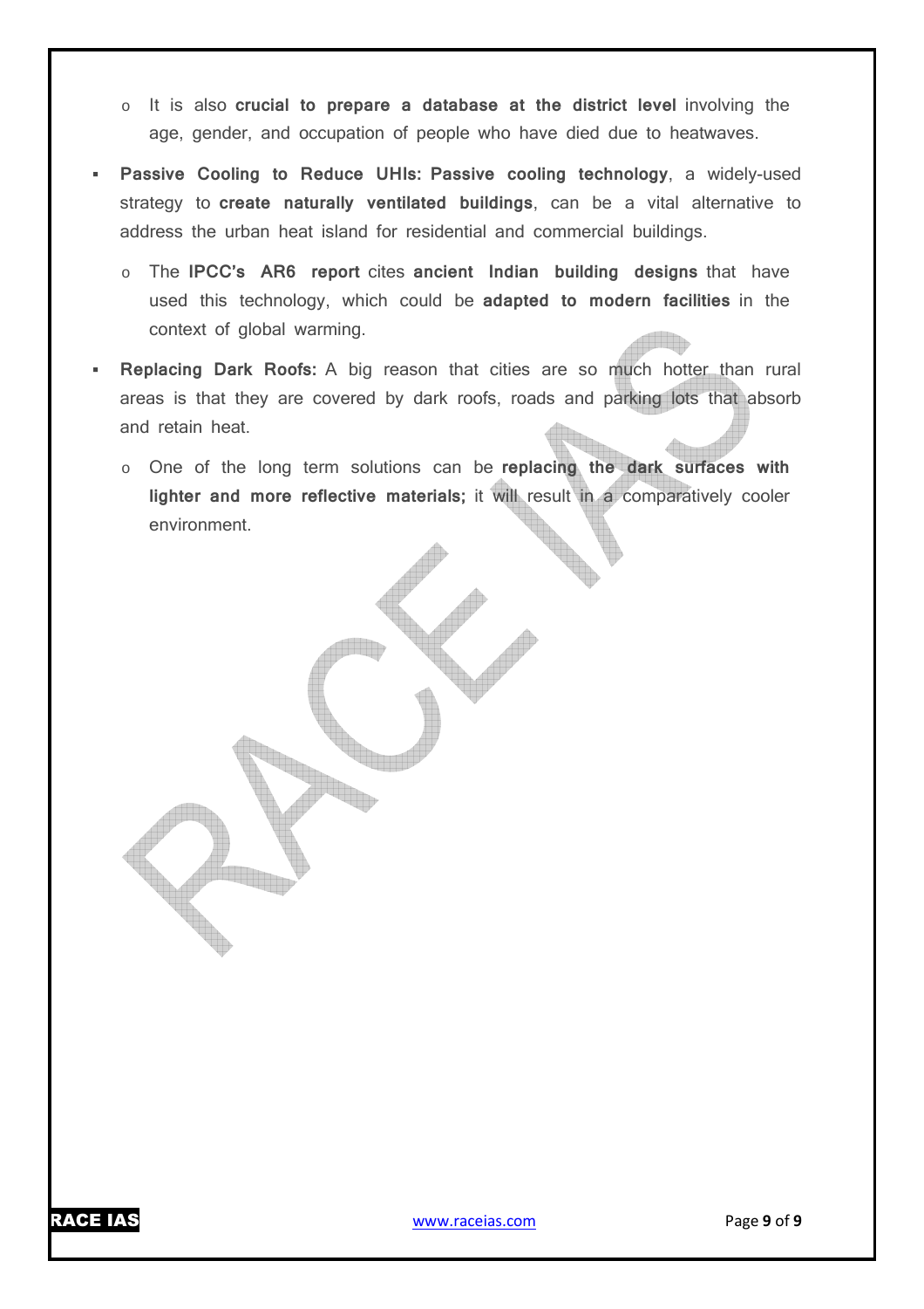- It is also **crucial to prepare a database at the district level** involving the age, gender, and occupation of people who have died due to heatwaves.

- **Passive Cooling to Reduce UHIs: Passive cooling technology**, a widely-used strategy to **create naturally ventilated buildings**, can be a vital alternative to address the urban heat island for residential and commercial buildings.
  - The **IPCC's AR6 report** cites **ancient Indian building designs** that have used this technology, which could be **adapted to modern facilities** in the context of global warming.

- **Replacing Dark Roofs:** A big reason that cities are so much hotter than rural areas is that they are covered by dark roofs, roads and parking lots that absorb and retain heat.
  - One of the long term solutions can be **replacing the dark surfaces with lighter and more reflective materials;** it will result in a comparatively cooler environment.